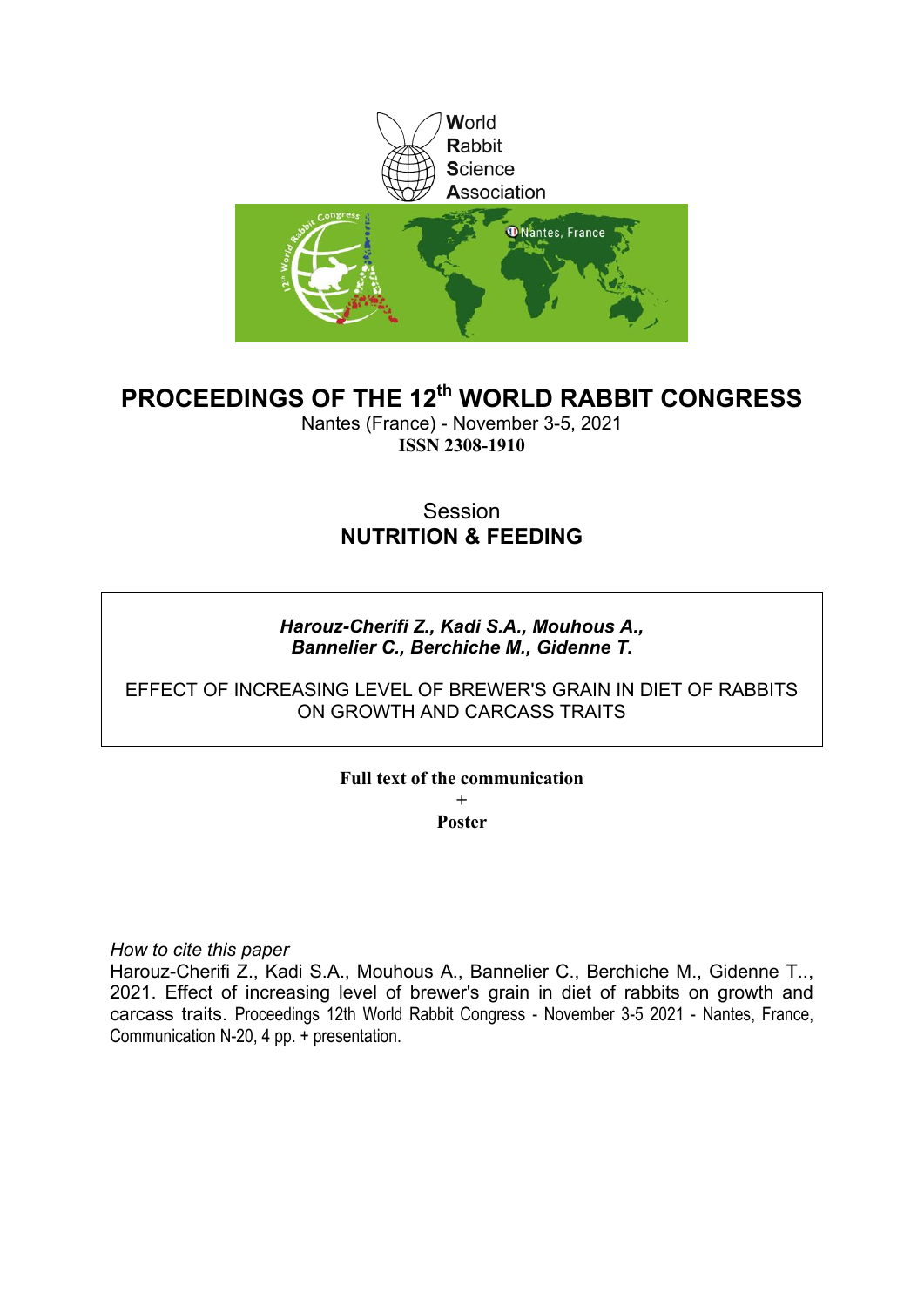World
Rabbit
Science
Association

# PROCEEDINGS OF THE 12th WORLD RABBIT CONGRESS

Nantes (France) - November 3-5, 2021
**ISSN 2308-1910**

Session
**NUTRITION & FEEDING**

***Harouz-Cherifi Z., Kadi S.A., Mouhous A., Bannelier C., Berchiche M., Gidenne T.***

EFFECT OF INCREASING LEVEL OF BREWER'S GRAIN IN DIET OF RABBITS ON GROWTH AND CARCASS TRAITS

**Full text of the communication**
+
**Poster**

*How to cite this paper*
Harouz-Cherifi Z., Kadi S.A., Mouhous A., Bannelier C., Berchiche M., Gidenne T.., 2021. Effect of increasing level of brewer's grain in diet of rabbits on growth and carcass traits. Proceedings 12th World Rabbit Congress - November 3-5 2021 - Nantes, France, Communication N-20, 4 pp. + presentation.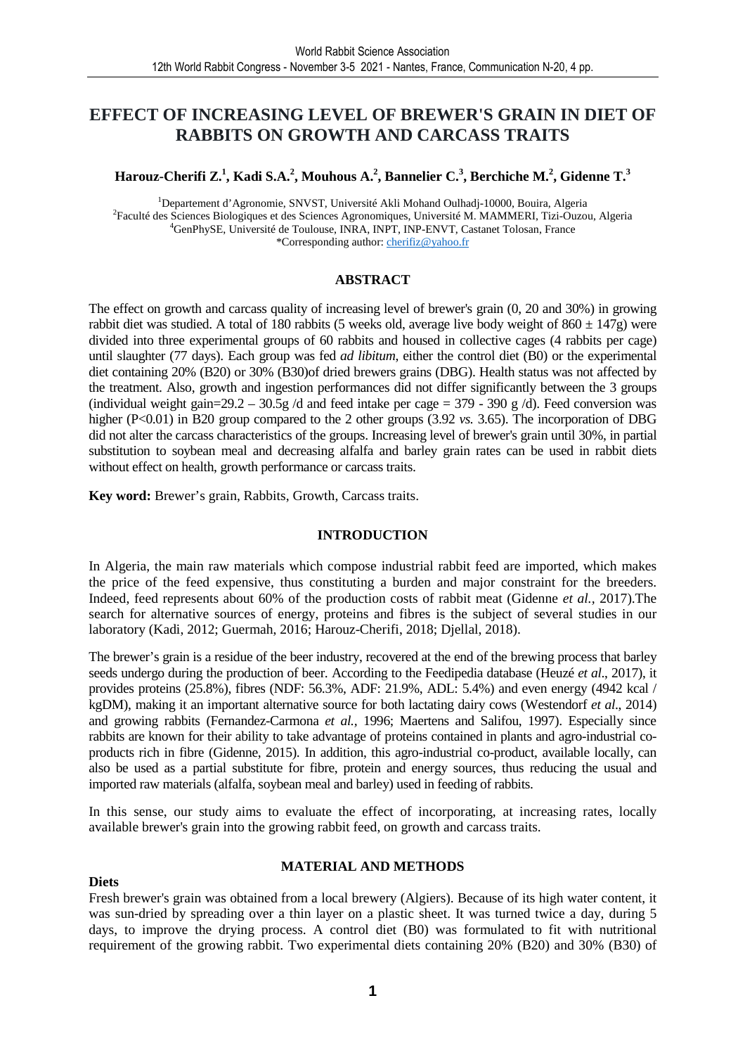# EFFECT OF INCREASING LEVEL OF BREWER'S GRAIN IN DIET OF RABBITS ON GROWTH AND CARCASS TRAITS

**Harouz-Cherifi Z.[1], Kadi S.A.[2], Mouhous A.[2], Bannelier C.[3], Berchiche M.[2], Gidenne T.[3]**

[1]Departement d'Agronomie, SNVST, Université Akli Mohand Oulhadj-10000, Bouira, Algeria
[2]Faculté des Sciences Biologiques et des Sciences Agronomiques, Université M. MAMMERI, Tizi-Ouzou, Algeria
[4]GenPhySE, Université de Toulouse, INRA, INPT, INP-ENVT, Castanet Tolosan, France
*Corresponding author: cherifiz@yahoo.fr

## ABSTRACT

The effect on growth and carcass quality of increasing level of brewer's grain (0, 20 and 30%) in growing rabbit diet was studied. A total of 180 rabbits (5 weeks old, average live body weight of 860 ± 147g) were divided into three experimental groups of 60 rabbits and housed in collective cages (4 rabbits per cage) until slaughter (77 days). Each group was fed *ad libitum*, either the control diet (B0) or the experimental diet containing 20% (B20) or 30% (B30)of dried brewers grains (DBG). Health status was not affected by the treatment. Also, growth and ingestion performances did not differ significantly between the 3 groups (individual weight gain=29.2 – 30.5g /d and feed intake per cage = 379 - 390 g /d). Feed conversion was higher ($P<0.01$) in B20 group compared to the 2 other groups (3.92 *vs.* 3.65). The incorporation of DBG did not alter the carcass characteristics of the groups. Increasing level of brewer's grain until 30%, in partial substitution to soybean meal and decreasing alfalfa and barley grain rates can be used in rabbit diets without effect on health, growth performance or carcass traits.

**Key word:** Brewer's grain, Rabbits, Growth, Carcass traits.

## INTRODUCTION

In Algeria, the main raw materials which compose industrial rabbit feed are imported, which makes the price of the feed expensive, thus constituting a burden and major constraint for the breeders. Indeed, feed represents about 60% of the production costs of rabbit meat (Gidenne *et al.,* 2017).The search for alternative sources of energy, proteins and fibres is the subject of several studies in our laboratory (Kadi, 2012; Guermah, 2016; Harouz-Cherifi, 2018; Djellal, 2018).

The brewer's grain is a residue of the beer industry, recovered at the end of the brewing process that barley seeds undergo during the production of beer. According to the Feedipedia database (Heuzé *et al*., 2017), it provides proteins (25.8%), fibres (NDF: 56.3%, ADF: 21.9%, ADL: 5.4%) and even energy (4942 kcal / kgDM), making it an important alternative source for both lactating dairy cows (Westendorf *et al*., 2014) and growing rabbits (Fernandez-Carmona *et al.*, 1996; Maertens and Salifou, 1997). Especially since rabbits are known for their ability to take advantage of proteins contained in plants and agro-industrial co-products rich in fibre (Gidenne, 2015). In addition, this agro-industrial co-product, available locally, can also be used as a partial substitute for fibre, protein and energy sources, thus reducing the usual and imported raw materials (alfalfa, soybean meal and barley) used in feeding of rabbits.

In this sense, our study aims to evaluate the effect of incorporating, at increasing rates, locally available brewer's grain into the growing rabbit feed, on growth and carcass traits.

## MATERIAL AND METHODS

### Diets

Fresh brewer's grain was obtained from a local brewery (Algiers). Because of its high water content, it was sun-dried by spreading over a thin layer on a plastic sheet. It was turned twice a day, during 5 days, to improve the drying process. A control diet (B0) was formulated to fit with nutritional requirement of the growing rabbit. Two experimental diets containing 20% (B20) and 30% (B30) of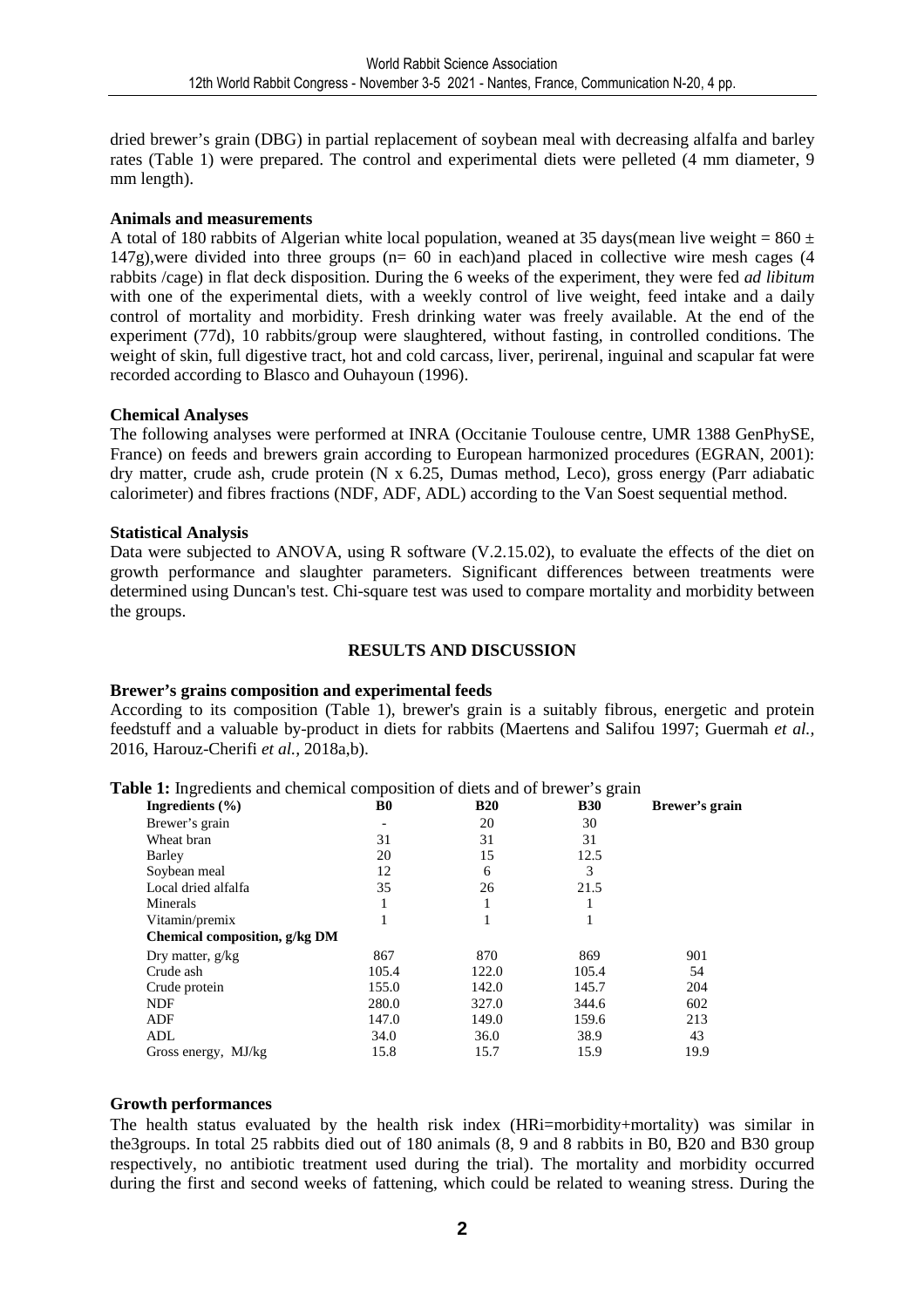dried brewer's grain (DBG) in partial replacement of soybean meal with decreasing alfalfa and barley rates (Table 1) were prepared. The control and experimental diets were pelleted (4 mm diameter, 9 mm length).

**Animals and measurements**

A total of 180 rabbits of Algerian white local population, weaned at 35 days(mean live weight = 860 ± 147g),were divided into three groups (n= 60 in each)and placed in collective wire mesh cages (4 rabbits /cage) in flat deck disposition. During the 6 weeks of the experiment, they were fed *ad libitum* with one of the experimental diets, with a weekly control of live weight, feed intake and a daily control of mortality and morbidity. Fresh drinking water was freely available. At the end of the experiment (77d), 10 rabbits/group were slaughtered, without fasting, in controlled conditions. The weight of skin, full digestive tract, hot and cold carcass, liver, perirenal, inguinal and scapular fat were recorded according to Blasco and Ouhayoun (1996).

**Chemical Analyses**

The following analyses were performed at INRA (Occitanie Toulouse centre, UMR 1388 GenPhySE, France) on feeds and brewers grain according to European harmonized procedures (EGRAN, 2001): dry matter, crude ash, crude protein (N x 6.25, Dumas method, Leco), gross energy (Parr adiabatic calorimeter) and fibres fractions (NDF, ADF, ADL) according to the Van Soest sequential method.

**Statistical Analysis**

Data were subjected to ANOVA, using R software (V.2.15.02), to evaluate the effects of the diet on growth performance and slaughter parameters. Significant differences between treatments were determined using Duncan's test. Chi-square test was used to compare mortality and morbidity between the groups.

## RESULTS AND DISCUSSION

**Brewer's grains composition and experimental feeds**

According to its composition (Table 1), brewer's grain is a suitably fibrous, energetic and protein feedstuff and a valuable by-product in diets for rabbits (Maertens and Salifou 1997; Guermah *et al.*, 2016, Harouz-Cherifi *et al.*, 2018a,b).

**Table 1:** Ingredients and chemical composition of diets and of brewer's grain

| **Ingredients (%)** | **B0** | **B20** | **B30** | **Brewer's grain** |
|---|---|---|---|---|
| Brewer's grain | - | 20 | 30 | |
| Wheat bran | 31 | 31 | 31 | |
| Barley | 20 | 15 | 12.5 | |
| Soybean meal | 12 | 6 | 3 | |
| Local dried alfalfa | 35 | 26 | 21.5 | |
| Minerals | 1 | 1 | 1 | |
| Vitamin/premix | 1 | 1 | 1 | |
| **Chemical composition, g/kg DM** | | | | |
| Dry matter, g/kg | 867 | 870 | 869 | 901 |
| Crude ash | 105.4 | 122.0 | 105.4 | 54 |
| Crude protein | 155.0 | 142.0 | 145.7 | 204 |
| NDF | 280.0 | 327.0 | 344.6 | 602 |
| ADF | 147.0 | 149.0 | 159.6 | 213 |
| ADL | 34.0 | 36.0 | 38.9 | 43 |
| Gross energy, MJ/kg | 15.8 | 15.7 | 15.9 | 19.9 |

**Growth performances**

The health status evaluated by the health risk index (HRi=morbidity+mortality) was similar in the3groups. In total 25 rabbits died out of 180 animals (8, 9 and 8 rabbits in B0, B20 and B30 group respectively, no antibiotic treatment used during the trial). The mortality and morbidity occurred during the first and second weeks of fattening, which could be related to weaning stress. During the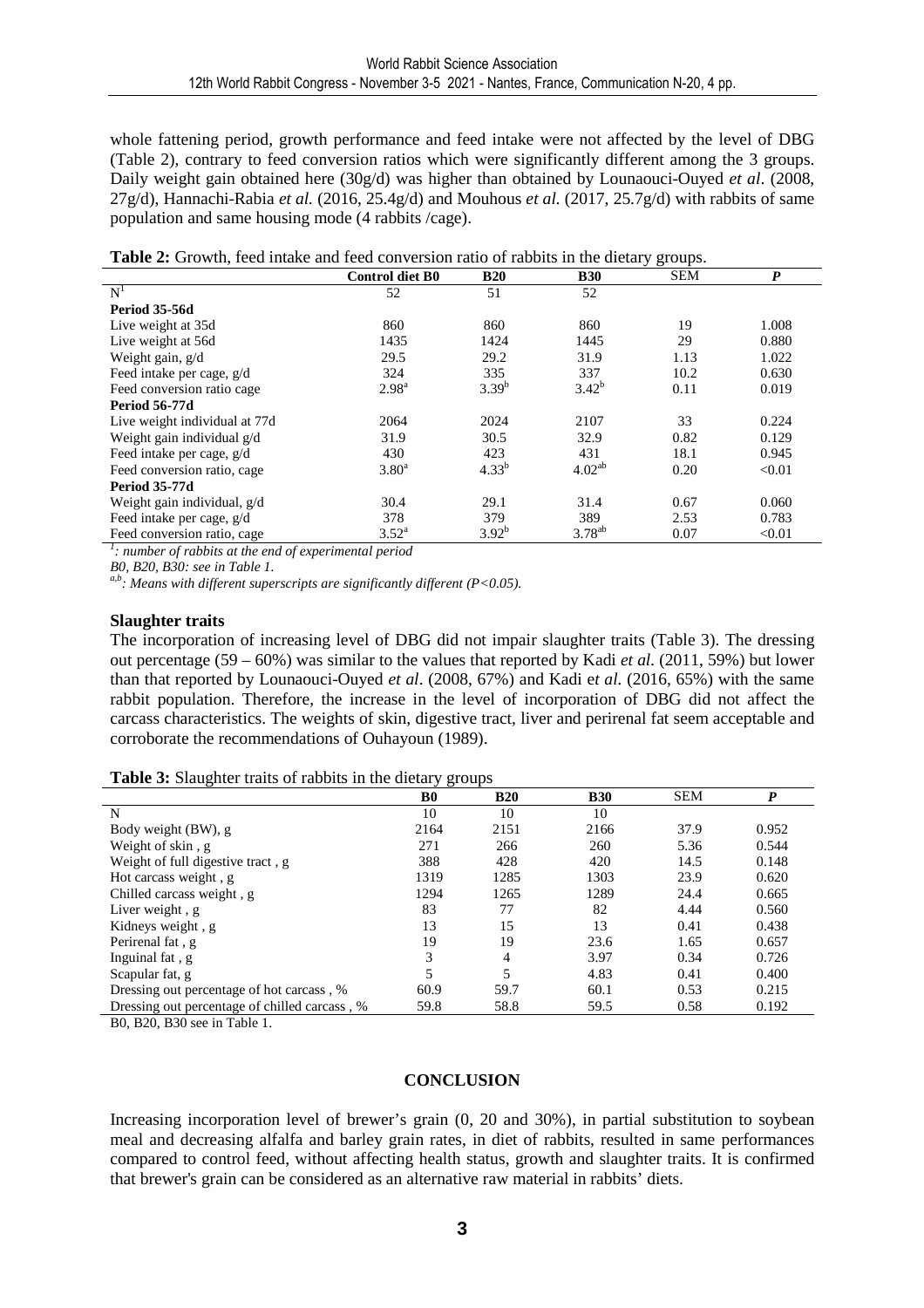whole fattening period, growth performance and feed intake were not affected by the level of DBG (Table 2), contrary to feed conversion ratios which were significantly different among the 3 groups. Daily weight gain obtained here (30g/d) was higher than obtained by Lounaouci-Ouyed *et al*. (2008, 27g/d), Hannachi-Rabia *et al.* (2016, 25.4g/d) and Mouhous *et al.* (2017, 25.7g/d) with rabbits of same population and same housing mode (4 rabbits /cage).

**Table 2:** Growth, feed intake and feed conversion ratio of rabbits in the dietary groups.

| | **Control diet B0** | **B20** | **B30** | SEM | ***P*** |
|---|---|---|---|---|---|
| N[1] | 52 | 51 | 52 | | |
| **Period 35-56d** | | | | | |
| Live weight at 35d | 860 | 860 | 860 | 19 | 1.008 |
| Live weight at 56d | 1435 | 1424 | 1445 | 29 | 0.880 |
| Weight gain, g/d | 29.5 | 29.2 | 31.9 | 1.13 | 1.022 |
| Feed intake per cage, g/d | 324 | 335 | 337 | 10.2 | 0.630 |
| Feed conversion ratio cage | 2.98[a] | 3.39[b] | 3.42[b] | 0.11 | 0.019 |
| **Period 56-77d** | | | | | |
| Live weight individual at 77d | 2064 | 2024 | 2107 | 33 | 0.224 |
| Weight gain individual g/d | 31.9 | 30.5 | 32.9 | 0.82 | 0.129 |
| Feed intake per cage, g/d | 430 | 423 | 431 | 18.1 | 0.945 |
| Feed conversion ratio, cage | 3.80[a] | 4.33[b] | 4.02[ab] | 0.20 | <0.01 |
| **Period 35-77d** | | | | | |
| Weight gain individual, g/d | 30.4 | 29.1 | 31.4 | 0.67 | 0.060 |
| Feed intake per cage, g/d | 378 | 379 | 389 | 2.53 | 0.783 |
| Feed conversion ratio, cage | 3.52[a] | 3.92[b] | 3.78[ab] | 0.07 | <0.01 |

*[1]: number of rabbits at the end of experimental period*
*B0, B20, B30: see in Table 1.*
*[a,b]: Means with different superscripts are significantly different (P<0.05).*

### Slaughter traits

The incorporation of increasing level of DBG did not impair slaughter traits (Table 3). The dressing out percentage (59 – 60%) was similar to the values that reported by Kadi *et al.* (2011, 59%) but lower than that reported by Lounaouci-Ouyed *et al*. (2008, 67%) and Kadi e*t al.* (2016, 65%) with the same rabbit population. Therefore, the increase in the level of incorporation of DBG did not affect the carcass characteristics. The weights of skin, digestive tract, liver and perirenal fat seem acceptable and corroborate the recommendations of Ouhayoun (1989).

**Table 3:** Slaughter traits of rabbits in the dietary groups

| | **B0** | **B20** | **B30** | SEM | ***P*** |
|---|---|---|---|---|---|
| N | 10 | 10 | 10 | | |
| Body weight (BW), g | 2164 | 2151 | 2166 | 37.9 | 0.952 |
| Weight of skin , g | 271 | 266 | 260 | 5.36 | 0.544 |
| Weight of full digestive tract , g | 388 | 428 | 420 | 14.5 | 0.148 |
| Hot carcass weight , g | 1319 | 1285 | 1303 | 23.9 | 0.620 |
| Chilled carcass weight , g | 1294 | 1265 | 1289 | 24.4 | 0.665 |
| Liver weight , g | 83 | 77 | 82 | 4.44 | 0.560 |
| Kidneys weight , g | 13 | 15 | 13 | 0.41 | 0.438 |
| Perirenal fat , g | 19 | 19 | 23.6 | 1.65 | 0.657 |
| Inguinal fat , g | 3 | 4 | 3.97 | 0.34 | 0.726 |
| Scapular fat, g | 5 | 5 | 4.83 | 0.41 | 0.400 |
| Dressing out percentage of hot carcass , % | 60.9 | 59.7 | 60.1 | 0.53 | 0.215 |
| Dressing out percentage of chilled carcass , % | 59.8 | 58.8 | 59.5 | 0.58 | 0.192 |

B0, B20, B30 see in Table 1.

## CONCLUSION

Increasing incorporation level of brewer's grain (0, 20 and 30%), in partial substitution to soybean meal and decreasing alfalfa and barley grain rates, in diet of rabbits, resulted in same performances compared to control feed, without affecting health status, growth and slaughter traits. It is confirmed that brewer's grain can be considered as an alternative raw material in rabbits' diets.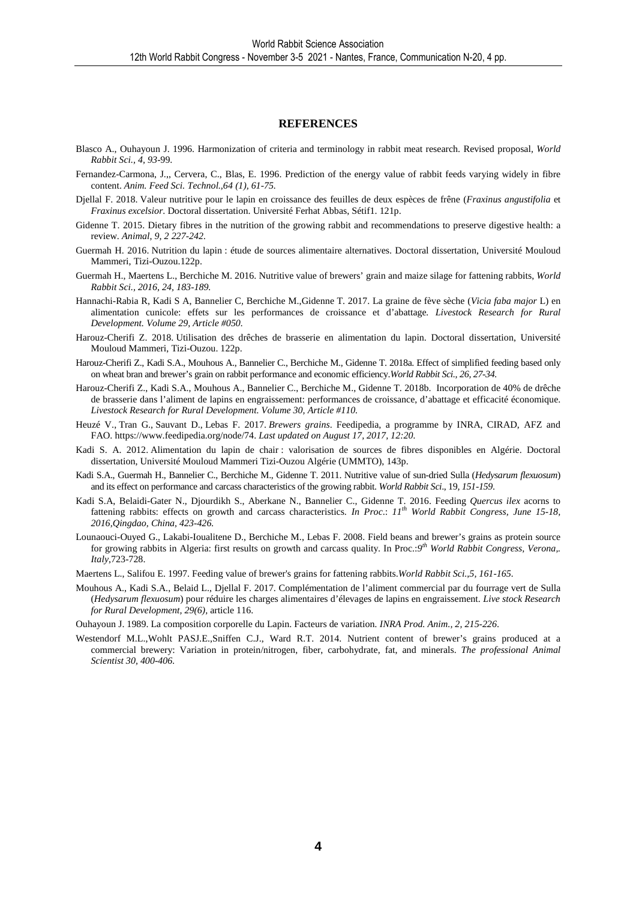## REFERENCES

Blasco A., Ouhayoun J. 1996. Harmonization of criteria and terminology in rabbit meat research. Revised proposal, *World Rabbit Sci., 4, 93*-99.

Fernandez-Carmona, J.,, Cervera, C., Blas, E. 1996. Prediction of the energy value of rabbit feeds varying widely in fibre content. *Anim. Feed Sci. Technol.,64 (1), 61-75.*

Djellal F. 2018. Valeur nutritive pour le lapin en croissance des feuilles de deux espèces de frêne (*Fraxinus angustifolia* et *Fraxinus excelsior.* Doctoral dissertation. Université Ferhat Abbas, Sétif1. 121p.

Gidenne T. 2015. Dietary fibres in the nutrition of the growing rabbit and recommendations to preserve digestive health: a review. *Animal, 9, 2 227-242.*

Guermah H. 2016. Nutrition du lapin : étude de sources alimentaire alternatives. Doctoral dissertation, Université Mouloud Mammeri, Tizi-Ouzou.122p.

Guermah H., Maertens L., Berchiche M. 2016. Nutritive value of brewers' grain and maize silage for fattening rabbits, *World Rabbit Sci., 2016, 24, 183-189.*

Hannachi-Rabia R, Kadi S A, Bannelier C, Berchiche M.,Gidenne T. 2017. La graine de fève sèche (*Vicia faba major* L) en alimentation cunicole: effets sur les performances de croissance et d'abattage*. Livestock Research for Rural Development. Volume 29, Article #050.*

Harouz-Cherifi Z. 2018. Utilisation des drêches de brasserie en alimentation du lapin. Doctoral dissertation, Université Mouloud Mammeri, Tizi-Ouzou. 122p.

Harouz-Cherifi Z., Kadi S.A., Mouhous A., Bannelier C., Berchiche M., Gidenne T. 2018a. Effect of simplified feeding based only on wheat bran and brewer's grain on rabbit performance and economic efficiency.*World Rabbit Sci., 26, 27-34.*

Harouz-Cherifi Z., Kadi S.A., Mouhous A., Bannelier C., Berchiche M., Gidenne T. 2018b. Incorporation de 40% de drêche de brasserie dans l'aliment de lapins en engraissement: performances de croissance, d'abattage et efficacité économique. *Livestock Research for Rural Development. Volume 30, Article #110.*

Heuzé V., Tran G., Sauvant D., Lebas F. 2017. *Brewers grains*. Feedipedia, a programme by INRA, CIRAD, AFZ and FAO. https://www.feedipedia.org/node/74. *Last updated on August 17, 2017, 12:20.*

Kadi S. A. 2012. Alimentation du lapin de chair : valorisation de sources de fibres disponibles en Algérie. Doctoral dissertation, Université Mouloud Mammeri Tizi-Ouzou Algérie (UMMTO), 143p.

Kadi S.A., Guermah H., Bannelier C., Berchiche M., Gidenne T. 2011. Nutritive value of sun-dried Sulla (*Hedysarum flexuosum*) and its effect on performance and carcass characteristics of the growing rabbit. *World Rabbit Sci*., 19*, 151-159.*

Kadi S.A, Belaidi-Gater N., Djourdikh S., Aberkane N., Bannelier C., Gidenne T. 2016. Feeding *Quercus ilex* acorns to fattening rabbits: effects on growth and carcass characteristics. *In Proc*.: *11th World Rabbit Congress, June 15-18, 2016,Qingdao, China, 423-426.*

Lounaouci-Ouyed G., Lakabi-Ioualitene D., Berchiche M., Lebas F. 2008. Field beans and brewer's grains as protein source for growing rabbits in Algeria: first results on growth and carcass quality. In Proc.:*9th World Rabbit Congress, Verona,. Italy*,723-728.

Maertens L., Salifou E. 1997. Feeding value of brewer's grains for fattening rabbits.*World Rabbit Sci.,5, 161-165.*

Mouhous A., Kadi S.A., Belaid L., Djellal F. 2017. Complémentation de l'aliment commercial par du fourrage vert de Sulla (*Hedysarum flexuosum*) pour réduire les charges alimentaires d'élevages de lapins en engraissement. *Live stock Research for Rural Development, 29(6),* article 116.

Ouhayoun J. 1989. La composition corporelle du Lapin. Facteurs de variation. *INRA Prod. Anim., 2, 215-226*.

Westendorf M.L.,Wohlt PASJ.E.,Sniffen C.J., Ward R.T. 2014. Nutrient content of brewer's grains produced at a commercial brewery: Variation in protein/nitrogen, fiber, carbohydrate, fat, and minerals. *The professional Animal Scientist 30, 400-406*.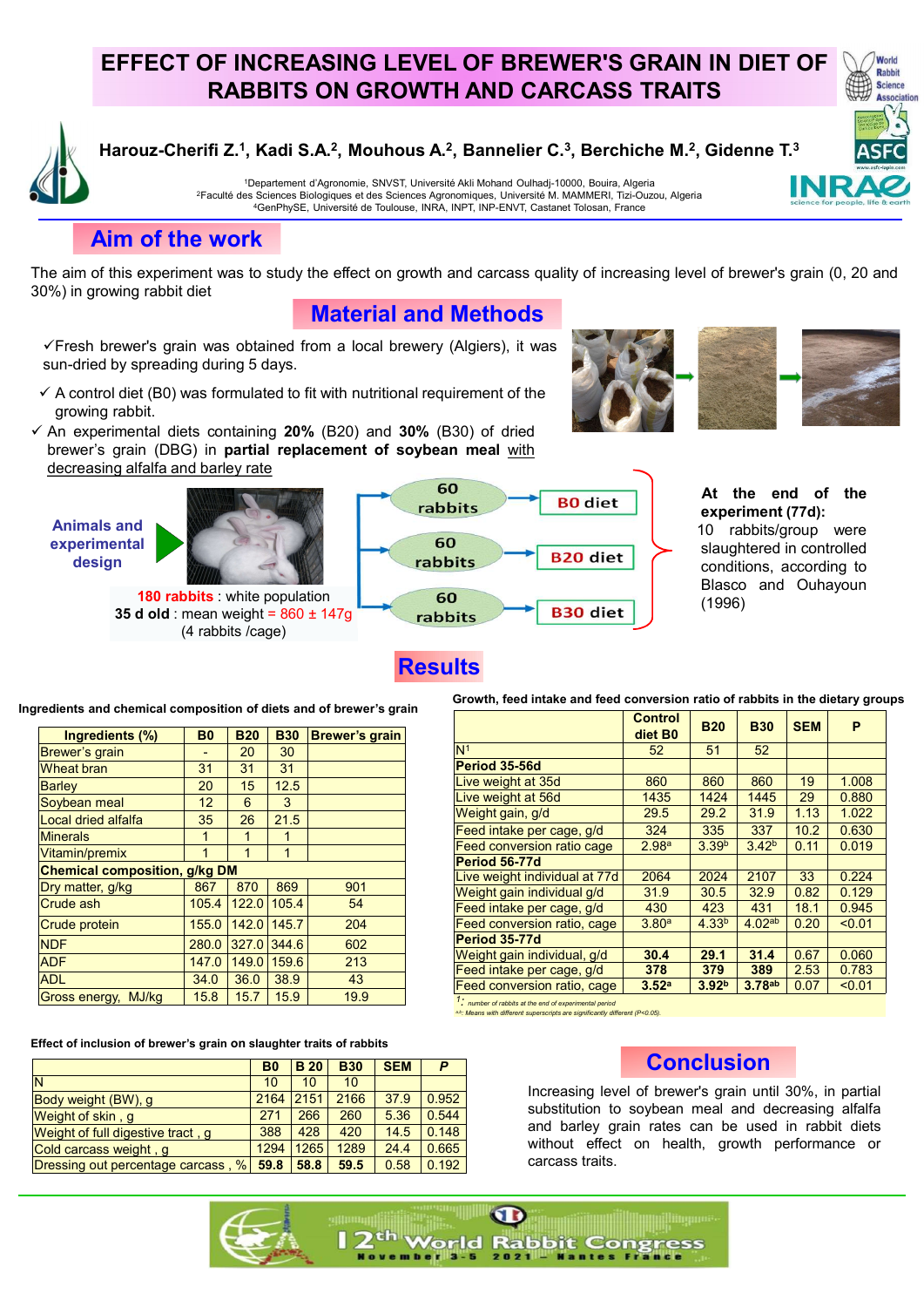# EFFECT OF INCREASING LEVEL OF BREWER'S GRAIN IN DIET OF RABBITS ON GROWTH AND CARCASS TRAITS

**Harouz-Cherifi Z.[1], Kadi S.A.[2], Mouhous A.[2], Bannelier C.[3], Berchiche M.[2], Gidenne T.[3]**

[1]Departement d'Agronomie, SNVST, Université Akli Mohand Oulhadj-10000, Bouira, Algeria
[2]Faculté des Sciences Biologiques et des Sciences Agronomiques, Université M. MAMMERI, Tizi-Ouzou, Algeria
[4]GenPhySE, Université de Toulouse, INRA, INPT, INP-ENVT, Castanet Tolosan, France

## Aim of the work

The aim of this experiment was to study the effect on growth and carcass quality of increasing level of brewer's grain (0, 20 and 30%) in growing rabbit diet

## Material and Methods

- ✓Fresh brewer's grain was obtained from a local brewery (Algiers), it was sun-dried by spreading during 5 days.
- ✓ A control diet (B0) was formulated to fit with nutritional requirement of the growing rabbit.
- ✓ An experimental diets containing **20%** (B20) and **30%** (B30) of dried brewer's grain (DBG) in **partial replacement of soybean meal** with decreasing alfalfa and barley rate

**Animals and experimental design**

**180 rabbits** : white population
**35 d old** : mean weight = 860 ± 147g
(4 rabbits /cage)

60 rabbits → B0 diet
60 rabbits → B20 diet
60 rabbits → B30 diet

**At the end of the experiment (77d):**
10 rabbits/group were slaughtered in controlled conditions, according to Blasco and Ouhayoun (1996)

## Results

**Ingredients and chemical composition of diets and of brewer's grain**

| Ingredients (%) | B0 | B20 | B30 | Brewer's grain |
|---|---|---|---|---|
| Brewer's grain | - | 20 | 30 | |
| Wheat bran | 31 | 31 | 31 | |
| Barley | 20 | 15 | 12.5 | |
| Soybean meal | 12 | 6 | 3 | |
| Local dried alfalfa | 35 | 26 | 21.5 | |
| Minerals | 1 | 1 | 1 | |
| Vitamin/premix | 1 | 1 | 1 | |
| **Chemical composition, g/kg DM** | | | | |
| Dry matter, g/kg | 867 | 870 | 869 | 901 |
| Crude ash | 105.4 | 122.0 | 105.4 | 54 |
| Crude protein | 155.0 | 142.0 | 145.7 | 204 |
| NDF | 280.0 | 327.0 | 344.6 | 602 |
| ADF | 147.0 | 149.0 | 159.6 | 213 |
| ADL | 34.0 | 36.0 | 38.9 | 43 |
| Gross energy, MJ/kg | 15.8 | 15.7 | 15.9 | 19.9 |

**Growth, feed intake and feed conversion ratio of rabbits in the dietary groups**

| | Control diet B0 | B20 | B30 | SEM | P |
|---|---|---|---|---|---|
| N[1] | 52 | 51 | 52 | | |
| **Period 35-56d** | | | | | |
| Live weight at 35d | 860 | 860 | 860 | 19 | 1.008 |
| Live weight at 56d | 1435 | 1424 | 1445 | 29 | 0.880 |
| Weight gain, g/d | 29.5 | 29.2 | 31.9 | 1.13 | 1.022 |
| Feed intake per cage, g/d | 324 | 335 | 337 | 10.2 | 0.630 |
| Feed conversion ratio cage | 2.98[a] | 3.39[b] | 3.42[b] | 0.11 | 0.019 |
| **Period 56-77d** | | | | | |
| Live weight individual at 77d | 2064 | 2024 | 2107 | 33 | 0.224 |
| Weight gain individual g/d | 31.9 | 30.5 | 32.9 | 0.82 | 0.129 |
| Feed intake per cage, g/d | 430 | 423 | 431 | 18.1 | 0.945 |
| Feed conversion ratio, cage | 3.80[a] | 4.33[b] | 4.02[ab] | 0.20 | <0.01 |
| **Period 35-77d** | | | | | |
| Weight gain individual, g/d | **30.4** | **29.1** | **31.4** | 0.67 | 0.060 |
| Feed intake per cage, g/d | **378** | **379** | **389** | 2.53 | 0.783 |
| Feed conversion ratio, cage | **3.52[a]** | **3.92[b]** | **3.78[ab]** | 0.07 | <0.01 |

*[1]: number of rabbits at the end of experimental period*
*[a,b]: Means with different superscripts are significantly different (P<0.05).*

**Effect of inclusion of brewer's grain on slaughter traits of rabbits**

| | B0 | B 20 | B30 | SEM | *P* |
|---|---|---|---|---|---|
| N | 10 | 10 | 10 | | |
| Body weight (BW), g | 2164 | 2151 | 2166 | 37.9 | 0.952 |
| Weight of skin , g | 271 | 266 | 260 | 5.36 | 0.544 |
| Weight of full digestive tract , g | 388 | 428 | 420 | 14.5 | 0.148 |
| Cold carcass weight , g | 1294 | 1265 | 1289 | 24.4 | 0.665 |
| Dressing out percentage carcass , % | **59.8** | **58.8** | **59.5** | 0.58 | 0.192 |

## Conclusion

Increasing level of brewer's grain until 30%, in partial substitution to soybean meal and decreasing alfalfa and barley grain rates can be used in rabbit diets without effect on health, growth performance or carcass traits.

12th World Rabbit Congress
November 3-5 2021 – Nantes France